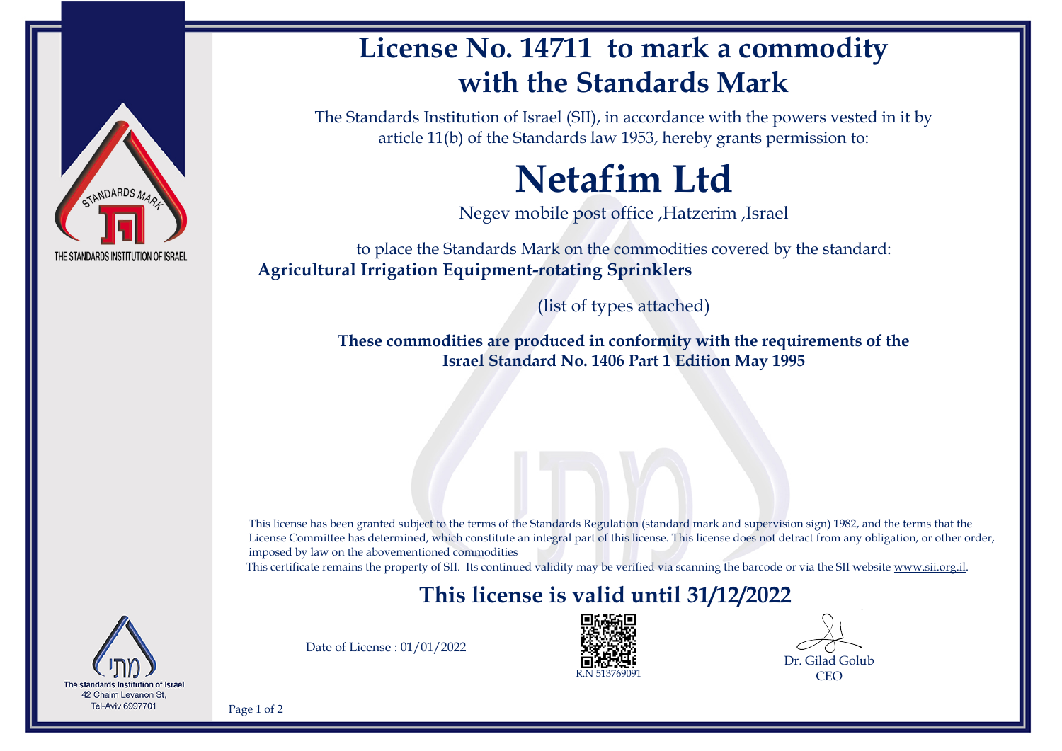STANDARDS MARK

THE STANDARDS INSTITUTION OF ISRAEL

# License No. 14711 to mark a commodity with the Standards Mark

The Standards Institution of Israel (SII), in accordance with the powers vested in it by article 11(b) of the Standards law 1953, hereby grants permission to:

# Netafim Ltd

Negev mobile post office ,Hatzerim ,Israel

to place the Standards Mark on the commodities covered by the standard:

**Agricultural Irrigation Equipment-rotating Sprinklers**

(list of types attached)

**These commodities are produced in conformity with the requirements of the Israel Standard No. 1406 Part 1 Edition May 1995**

This license has been granted subject to the terms of the Standards Regulation (standard mark and supervision sign) 1982, and the terms that the License Committee has determined, which constitute an integral part of this license. This license does not detract from any obligation, or other order, imposed by law on the abovementioned commodities

This certificate remains the property of SII. Its continued validity may be verified via scanning the barcode or via the SII website www.sii.org.il.

## This license is valid until 31/12/2022

Date of License : 01/01/2022

R.N 513769091

Dr. Gilad Golub
CEO

The standards Institution of Israel
42 Chaim Levanon St,
Tel-Aviv 6997701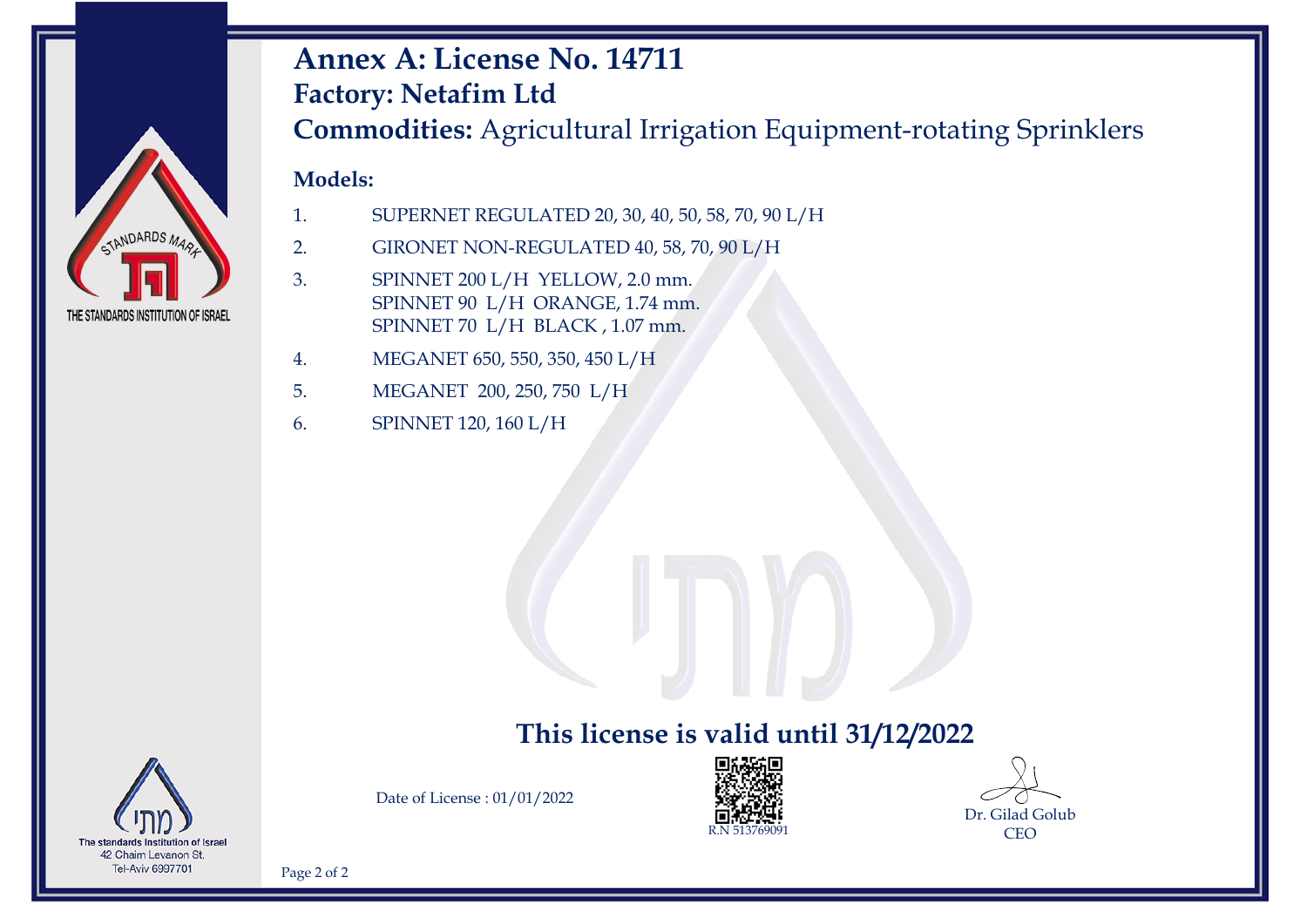THE STANDARDS INSTITUTION OF ISRAEL

# Annex A: License No. 14711

## Factory: Netafim Ltd

**Commodities:** Agricultural Irrigation Equipment-rotating Sprinklers

**Models:**

1. SUPERNET REGULATED 20, 30, 40, 50, 58, 70, 90 L/H
2. GIRONET NON-REGULATED 40, 58, 70, 90 L/H
3. SPINNET 200 L/H YELLOW, 2.0 mm.
   SPINNET 90 L/H ORANGE, 1.74 mm.
   SPINNET 70 L/H BLACK , 1.07 mm.
4. MEGANET 650, 550, 350, 450 L/H
5. MEGANET 200, 250, 750 L/H
6. SPINNET 120, 160 L/H

**This license is valid until 31/12/2022**

Date of License : 01/01/2022

R.N 513769091

Dr. Gilad Golub
CEO

The standards Institution of Israel
42 Chaim Levanon St,
Tel-Aviv 6997701